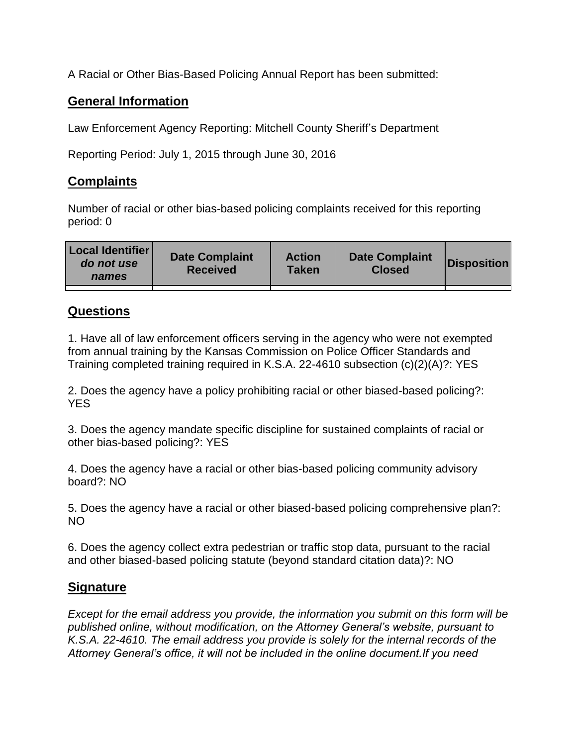A Racial or Other Bias-Based Policing Annual Report has been submitted:

## General Information

Law Enforcement Agency Reporting: Mitchell County Sheriff's Department

Reporting Period: July 1, 2015 through June 30, 2016

## Complaints

Number of racial or other bias-based policing complaints received for this reporting period: 0

| Local Identifier *do not use names* | Date Complaint Received | Action Taken | Date Complaint Closed | Disposition |
|---|---|---|---|---|
| | | | | |

## Questions

1. Have all of law enforcement officers serving in the agency who were not exempted from annual training by the Kansas Commission on Police Officer Standards and Training completed training required in K.S.A. 22-4610 subsection (c)(2)(A)?: YES

2. Does the agency have a policy prohibiting racial or other biased-based policing?: YES

3. Does the agency mandate specific discipline for sustained complaints of racial or other bias-based policing?: YES

4. Does the agency have a racial or other bias-based policing community advisory board?: NO

5. Does the agency have a racial or other biased-based policing comprehensive plan?: NO

6. Does the agency collect extra pedestrian or traffic stop data, pursuant to the racial and other biased-based policing statute (beyond standard citation data)?: NO

## Signature

*Except for the email address you provide, the information you submit on this form will be published online, without modification, on the Attorney General's website, pursuant to K.S.A. 22-4610. The email address you provide is solely for the internal records of the Attorney General's office, it will not be included in the online document.If you need*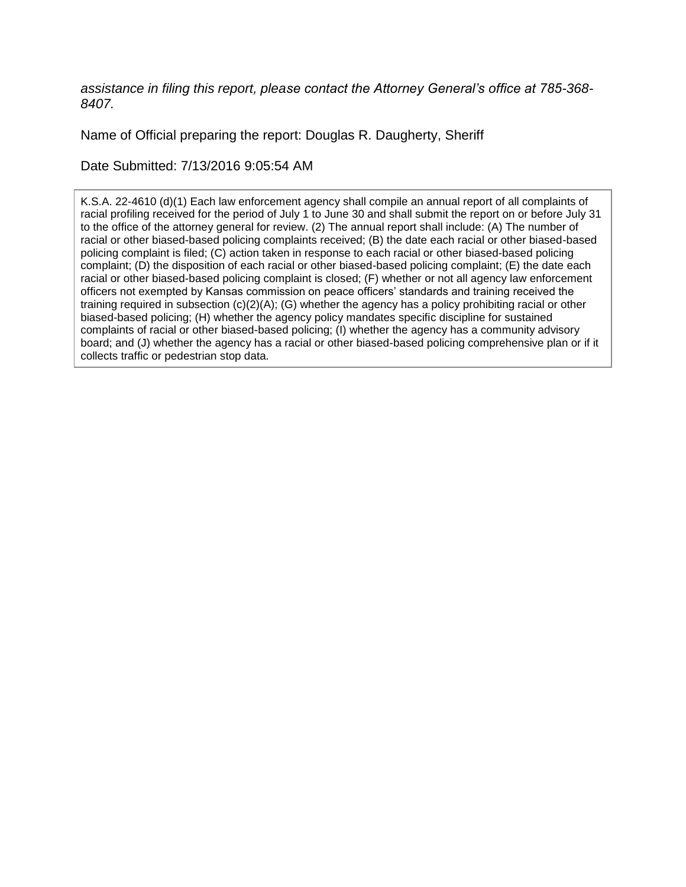*assistance in filing this report, please contact the Attorney General's office at 785-368-8407.*

Name of Official preparing the report: Douglas R. Daugherty, Sheriff

Date Submitted: 7/13/2016 9:05:54 AM

K.S.A. 22-4610 (d)(1) Each law enforcement agency shall compile an annual report of all complaints of racial profiling received for the period of July 1 to June 30 and shall submit the report on or before July 31 to the office of the attorney general for review. (2) The annual report shall include: (A) The number of racial or other biased-based policing complaints received; (B) the date each racial or other biased-based policing complaint is filed; (C) action taken in response to each racial or other biased-based policing complaint; (D) the disposition of each racial or other biased-based policing complaint; (E) the date each racial or other biased-based policing complaint is closed; (F) whether or not all agency law enforcement officers not exempted by Kansas commission on peace officers' standards and training received the training required in subsection (c)(2)(A); (G) whether the agency has a policy prohibiting racial or other biased-based policing; (H) whether the agency policy mandates specific discipline for sustained complaints of racial or other biased-based policing; (I) whether the agency has a community advisory board; and (J) whether the agency has a racial or other biased-based policing comprehensive plan or if it collects traffic or pedestrian stop data.